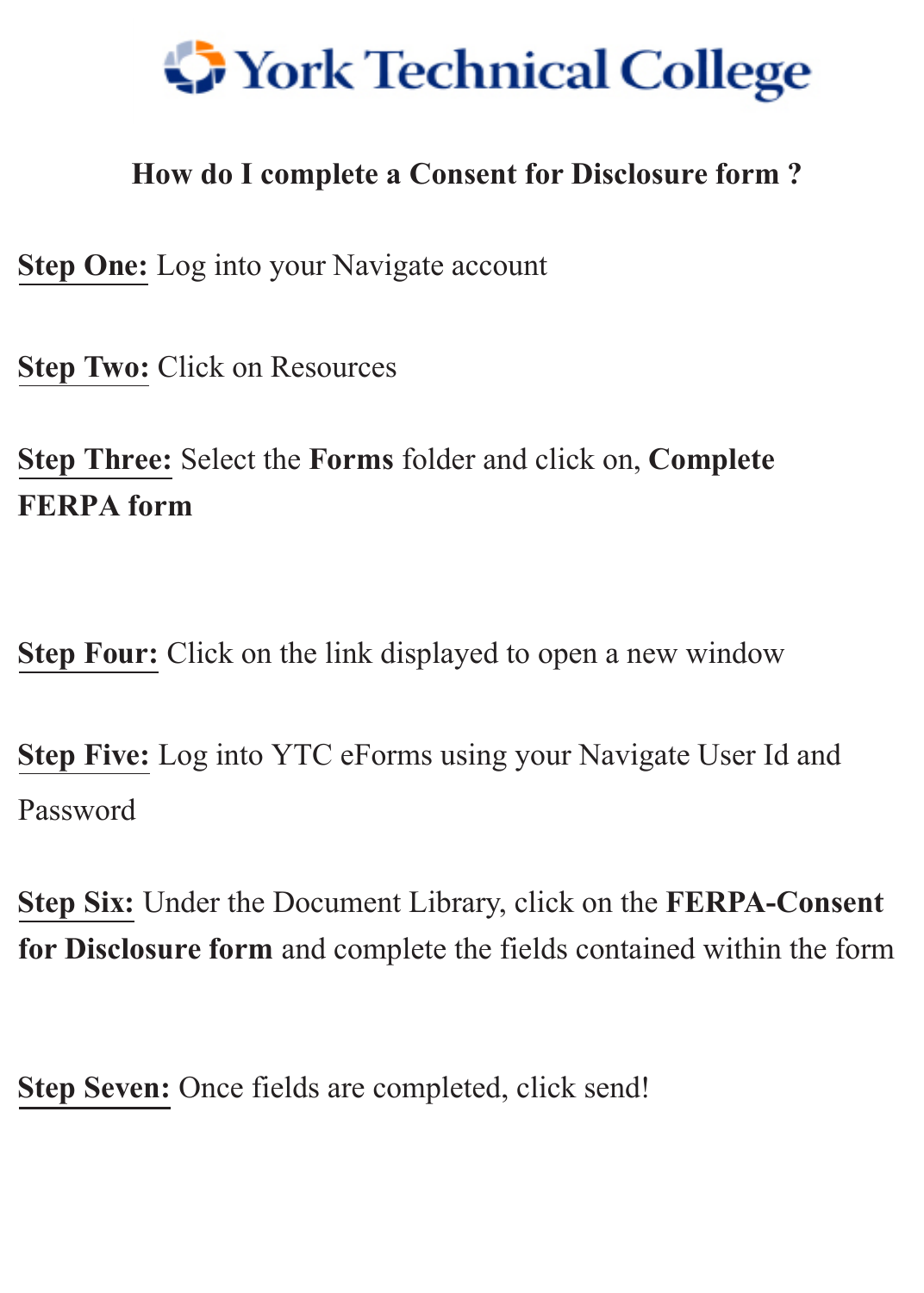# York Technical College

## How do I complete a Consent for Disclosure form ?

**Step One:** Log into your Navigate account

**Step Two:** Click on Resources

**Step Three:** Select the **Forms** folder and click on, **Complete FERPA form**

**Step Four:** Click on the link displayed to open a new window

**Step Five:** Log into YTC eForms using your Navigate User Id and Password

**Step Six:** Under the Document Library, click on the **FERPA-Consent for Disclosure form** and complete the fields contained within the form

**Step Seven:** Once fields are completed, click send!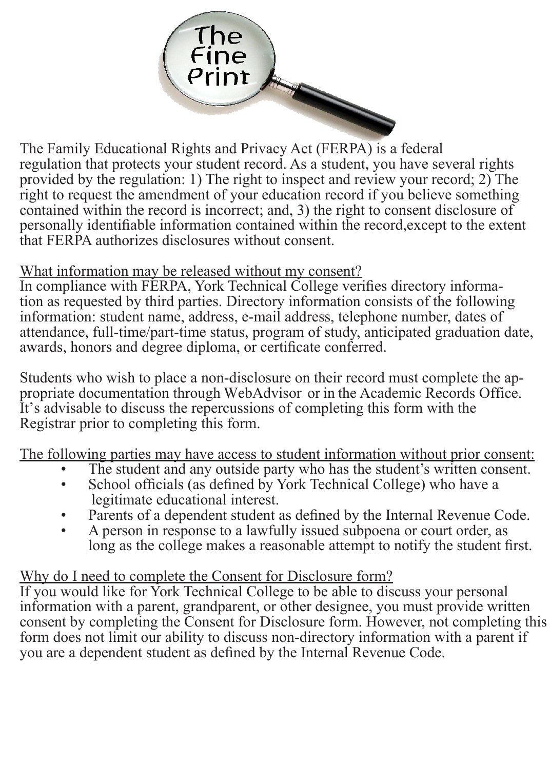# The Fine Print

The Family Educational Rights and Privacy Act (FERPA) is a federal regulation that protects your student record. As a student, you have several rights provided by the regulation: 1) The right to inspect and review your record; 2) The right to request the amendment of your education record if you believe something contained within the record is incorrect; and, 3) the right to consent disclosure of personally identifiable information contained within the record,except to the extent that FERPA authorizes disclosures without consent.

## What information may be released without my consent?

In compliance with FERPA, York Technical College verifies directory information as requested by third parties. Directory information consists of the following information: student name, address, e-mail address, telephone number, dates of attendance, full-time/part-time status, program of study, anticipated graduation date, awards, honors and degree diploma, or certificate conferred.

Students who wish to place a non-disclosure on their record must complete the appropriate documentation through WebAdvisor or in the Academic Records Office. It's advisable to discuss the repercussions of completing this form with the Registrar prior to completing this form.

## The following parties may have access to student information without prior consent:

- The student and any outside party who has the student's written consent.
- School officials (as defined by York Technical College) who have a legitimate educational interest.
- Parents of a dependent student as defined by the Internal Revenue Code.
- A person in response to a lawfully issued subpoena or court order, as long as the college makes a reasonable attempt to notify the student first.

## Why do I need to complete the Consent for Disclosure form?

If you would like for York Technical College to be able to discuss your personal information with a parent, grandparent, or other designee, you must provide written consent by completing the Consent for Disclosure form. However, not completing this form does not limit our ability to discuss non-directory information with a parent if you are a dependent student as defined by the Internal Revenue Code.